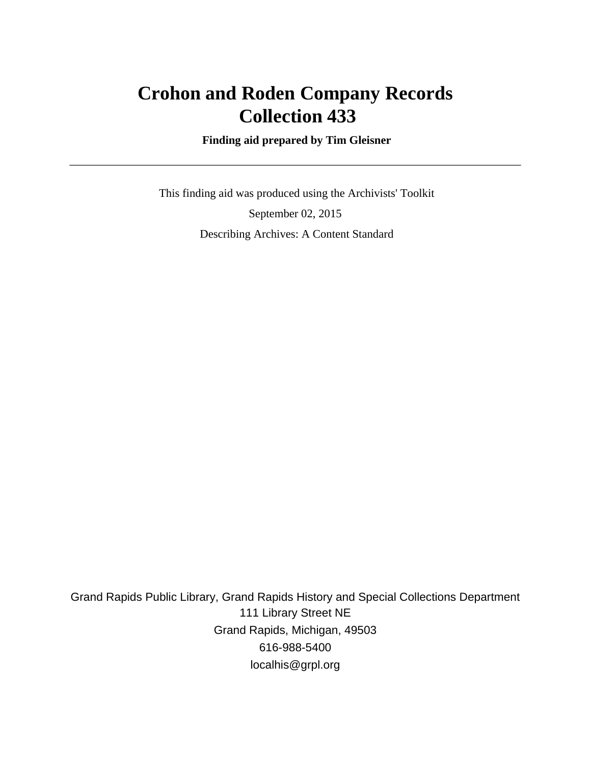# Crohon and Roden Company Records
# Collection 433

**Finding aid prepared by Tim Gleisner**

---

This finding aid was produced using the Archivists' Toolkit

September 02, 2015

Describing Archives: A Content Standard

Grand Rapids Public Library, Grand Rapids History and Special Collections Department
111 Library Street NE
Grand Rapids, Michigan, 49503
616-988-5400
localhis@grpl.org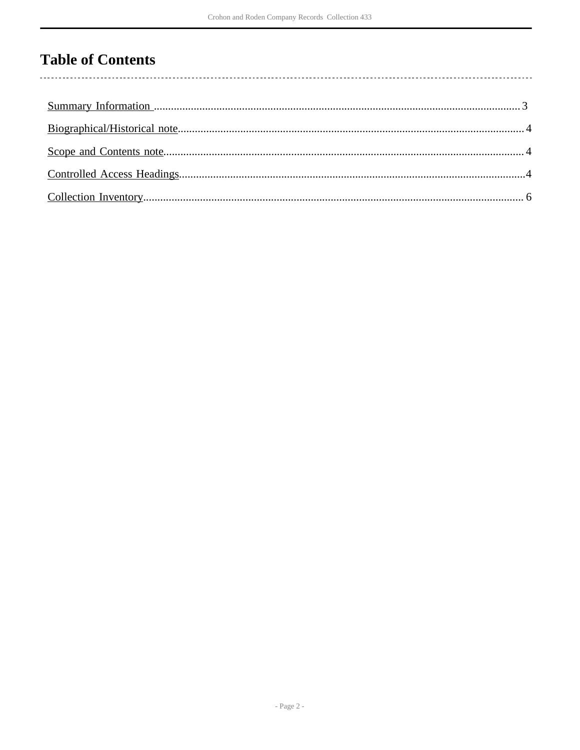# Table of Contents

Summary Information .......... 3

Biographical/Historical note .......... 4

Scope and Contents note .......... 4

Controlled Access Headings .......... 4

Collection Inventory .......... 6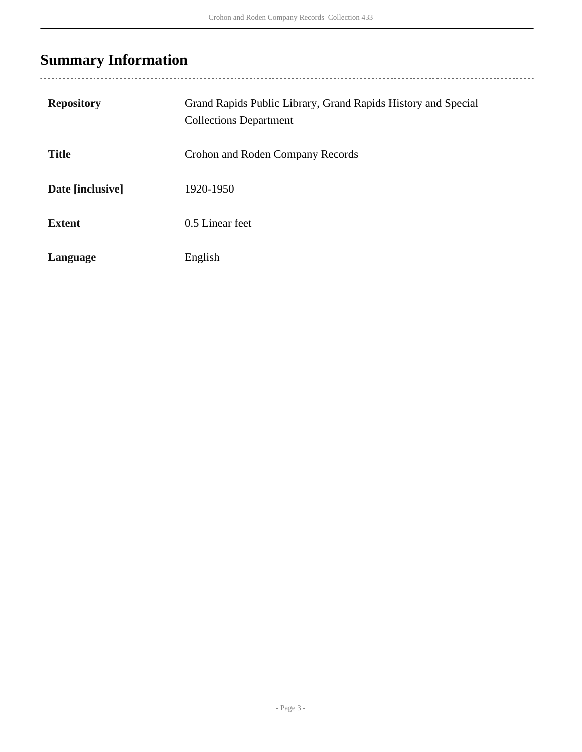## Summary Information

| | |
|---|---|
| **Repository** | Grand Rapids Public Library, Grand Rapids History and Special Collections Department |
| **Title** | Crohon and Roden Company Records |
| **Date [inclusive]** | 1920-1950 |
| **Extent** | 0.5 Linear feet |
| **Language** | English |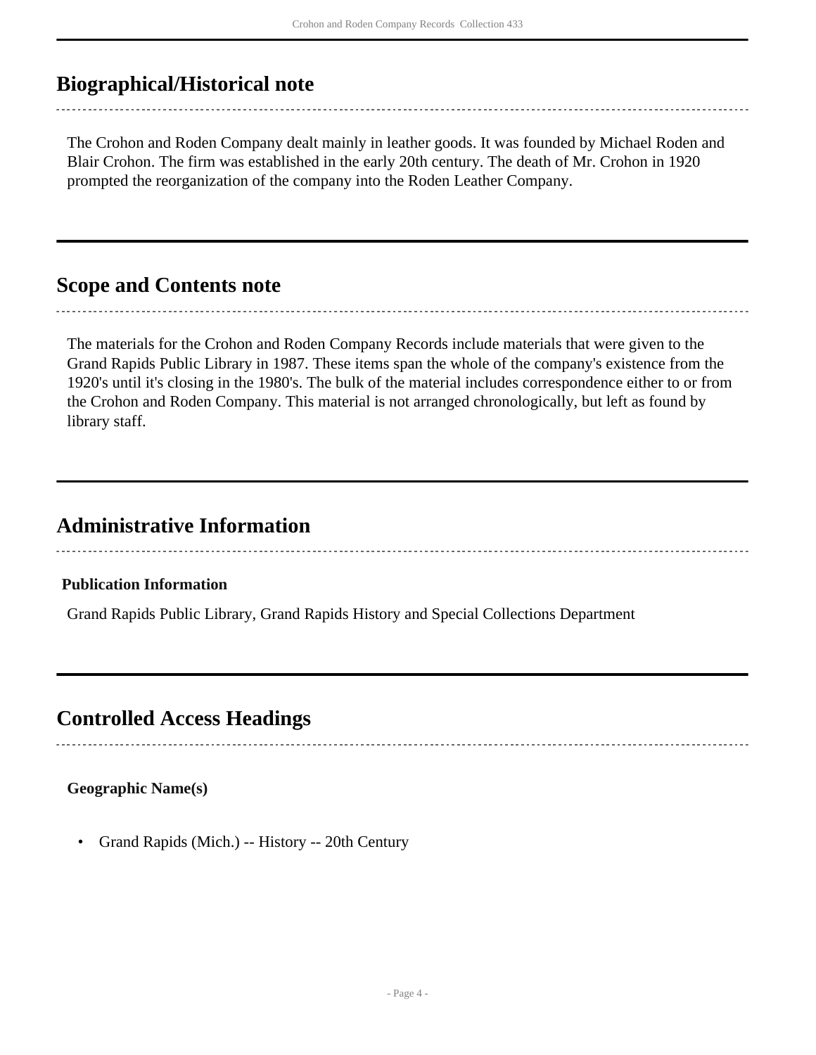## Biographical/Historical note

The Crohon and Roden Company dealt mainly in leather goods. It was founded by Michael Roden and Blair Crohon. The firm was established in the early 20th century. The death of Mr. Crohon in 1920 prompted the reorganization of the company into the Roden Leather Company.

## Scope and Contents note

The materials for the Crohon and Roden Company Records include materials that were given to the Grand Rapids Public Library in 1987. These items span the whole of the company's existence from the 1920's until it's closing in the 1980's. The bulk of the material includes correspondence either to or from the Crohon and Roden Company. This material is not arranged chronologically, but left as found by library staff.

## Administrative Information

**Publication Information**

Grand Rapids Public Library, Grand Rapids History and Special Collections Department

## Controlled Access Headings

**Geographic Name(s)**

- Grand Rapids (Mich.) -- History -- 20th Century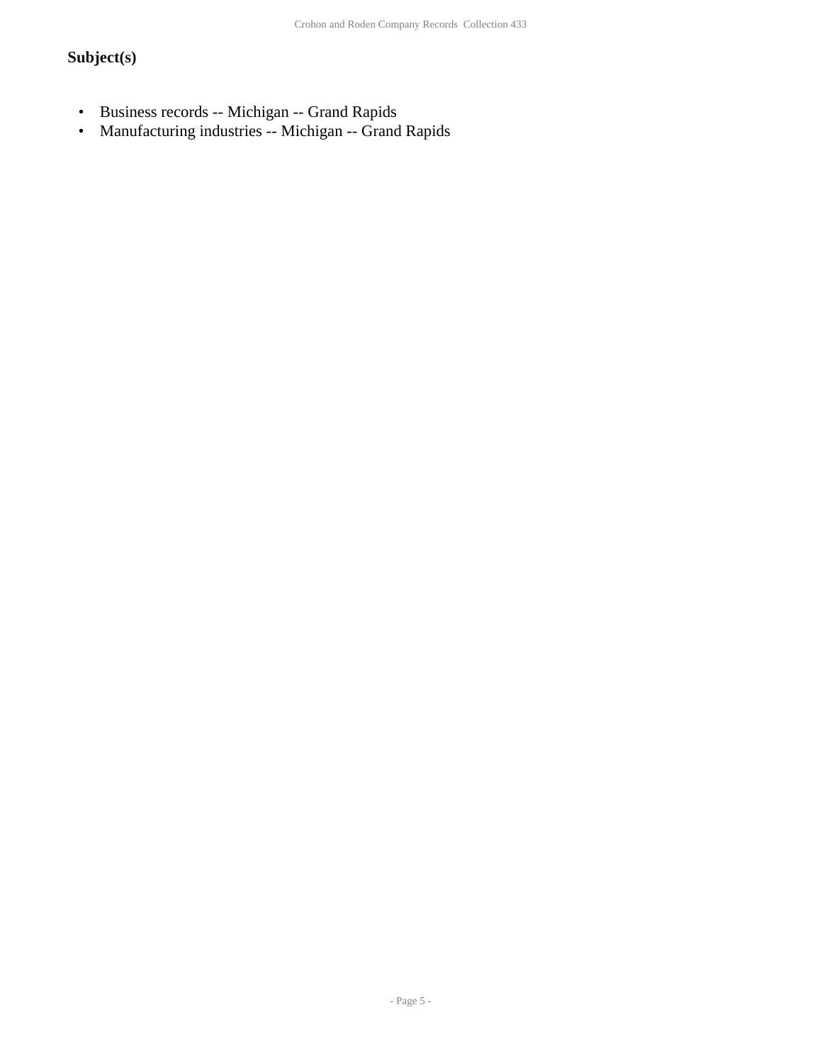### Subject(s)

- Business records -- Michigan -- Grand Rapids
- Manufacturing industries -- Michigan -- Grand Rapids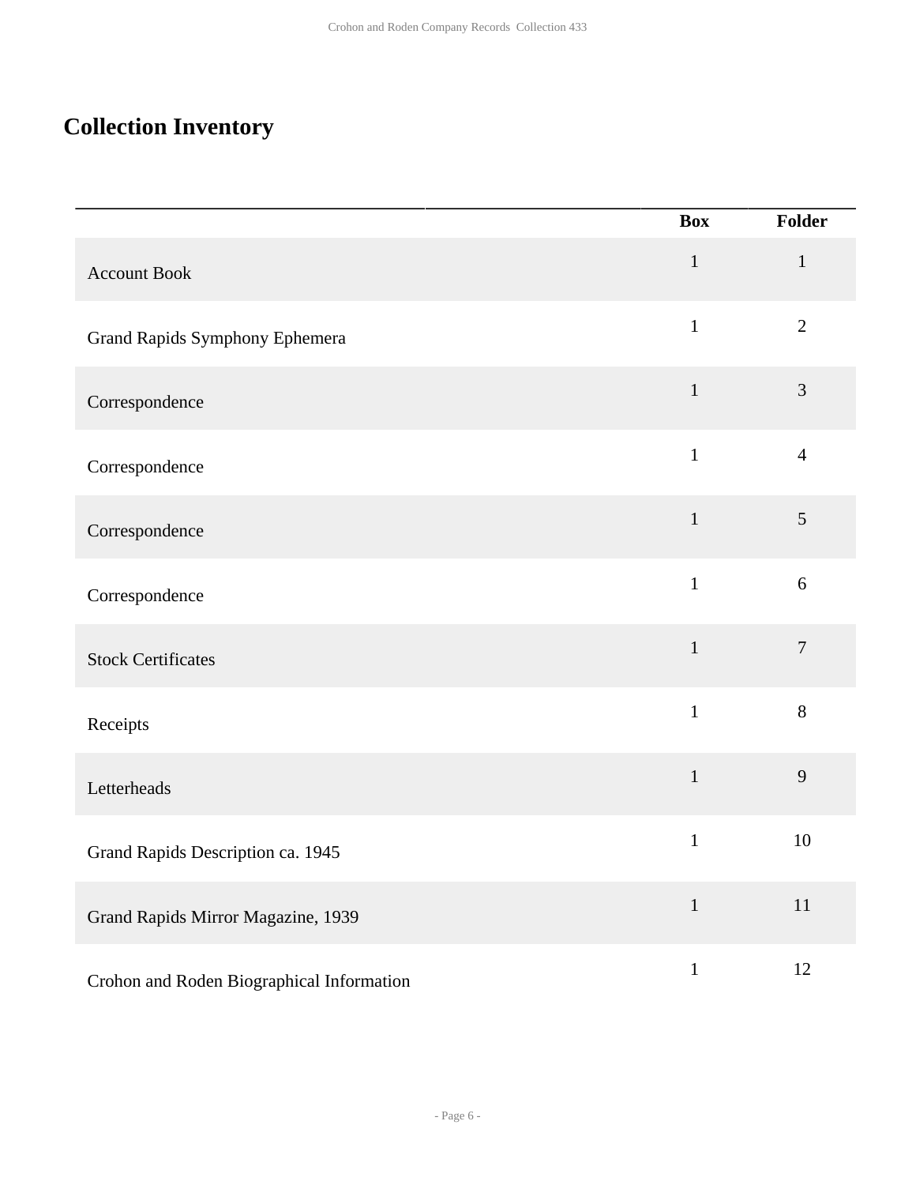# Collection Inventory

| | Box | Folder |
|---|---|---|
| Account Book | 1 | 1 |
| Grand Rapids Symphony Ephemera | 1 | 2 |
| Correspondence | 1 | 3 |
| Correspondence | 1 | 4 |
| Correspondence | 1 | 5 |
| Correspondence | 1 | 6 |
| Stock Certificates | 1 | 7 |
| Receipts | 1 | 8 |
| Letterheads | 1 | 9 |
| Grand Rapids Description ca. 1945 | 1 | 10 |
| Grand Rapids Mirror Magazine, 1939 | 1 | 11 |
| Crohon and Roden Biographical Information | 1 | 12 |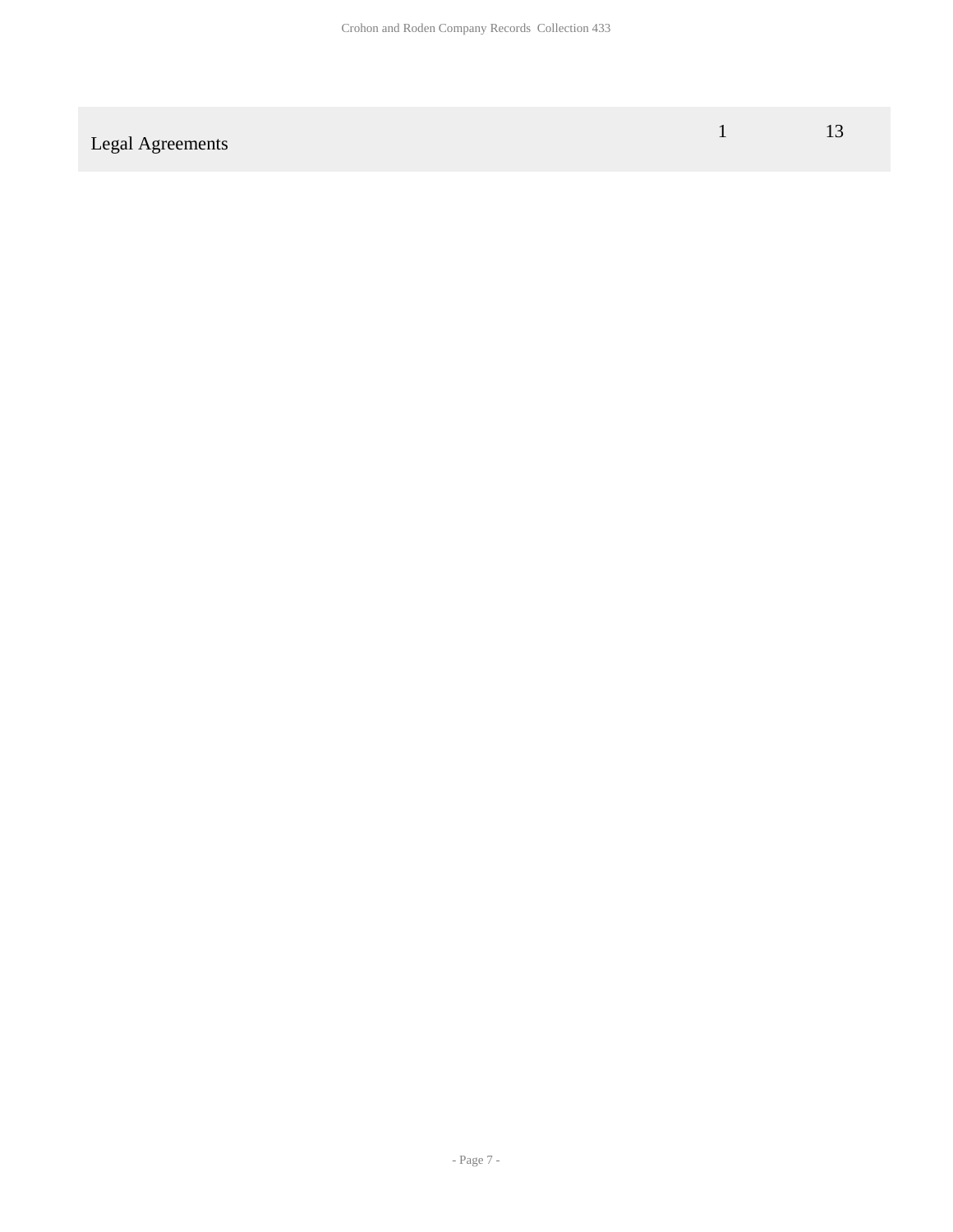| | | |
|---|---|---|
| Legal Agreements | 1 | 13 |